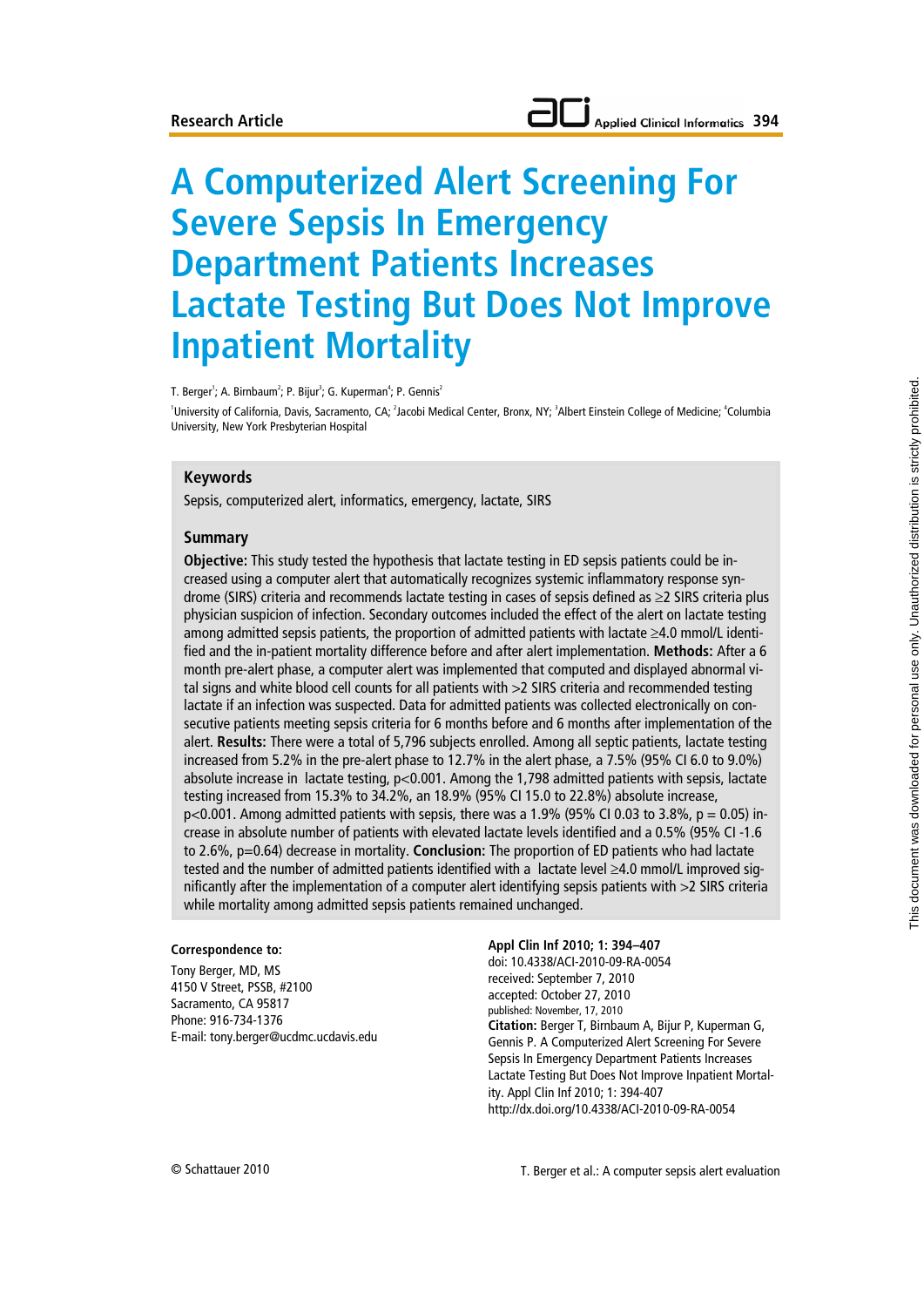Research Article

# A Computerized Alert Screening For Severe Sepsis In Emergency Department Patients Increases Lactate Testing But Does Not Improve Inpatient Mortality

T. Berger[1]; A. Birnbaum[2]; P. Bijur[3]; G. Kuperman[4]; P. Gennis[2]

[1]University of California, Davis, Sacramento, CA; [2]Jacobi Medical Center, Bronx, NY; [3]Albert Einstein College of Medicine; [4]Columbia University, New York Presbyterian Hospital

## Keywords

Sepsis, computerized alert, informatics, emergency, lactate, SIRS

## Summary

**Objective:** This study tested the hypothesis that lactate testing in ED sepsis patients could be increased using a computer alert that automatically recognizes systemic inflammatory response syndrome (SIRS) criteria and recommends lactate testing in cases of sepsis defined as ≥2 SIRS criteria plus physician suspicion of infection. Secondary outcomes included the effect of the alert on lactate testing among admitted sepsis patients, the proportion of admitted patients with lactate ≥4.0 mmol/L identified and the in-patient mortality difference before and after alert implementation. **Methods:** After a 6 month pre-alert phase, a computer alert was implemented that computed and displayed abnormal vital signs and white blood cell counts for all patients with >2 SIRS criteria and recommended testing lactate if an infection was suspected. Data for admitted patients was collected electronically on consecutive patients meeting sepsis criteria for 6 months before and 6 months after implementation of the alert. **Results:** There were a total of 5,796 subjects enrolled. Among all septic patients, lactate testing increased from 5.2% in the pre-alert phase to 12.7% in the alert phase, a 7.5% (95% CI 6.0 to 9.0%) absolute increase in lactate testing, p<0.001. Among the 1,798 admitted patients with sepsis, lactate testing increased from 15.3% to 34.2%, an 18.9% (95% CI 15.0 to 22.8%) absolute increase, p<0.001. Among admitted patients with sepsis, there was a 1.9% (95% CI 0.03 to 3.8%, p = 0.05) increase in absolute number of patients with elevated lactate levels identified and a 0.5% (95% CI -1.6 to 2.6%, p=0.64) decrease in mortality. **Conclusion:** The proportion of ED patients who had lactate tested and the number of admitted patients identified with a lactate level ≥4.0 mmol/L improved significantly after the implementation of a computer alert identifying sepsis patients with >2 SIRS criteria while mortality among admitted sepsis patients remained unchanged.

**Correspondence to:**

Tony Berger, MD, MS
4150 V Street, PSSB, #2100
Sacramento, CA 95817
Phone: 916-734-1376
E-mail: tony.berger@ucdmc.ucdavis.edu

**Appl Clin Inf 2010; 1: 394–407**
doi: 10.4338/ACI-2010-09-RA-0054
received: September 7, 2010
accepted: October 27, 2010
published: November, 17, 2010
**Citation:** Berger T, Birnbaum A, Bijur P, Kuperman G, Gennis P. A Computerized Alert Screening For Severe Sepsis In Emergency Department Patients Increases Lactate Testing But Does Not Improve Inpatient Mortality. Appl Clin Inf 2010; 1: 394-407
http://dx.doi.org/10.4338/ACI-2010-09-RA-0054

© Schattauer 2010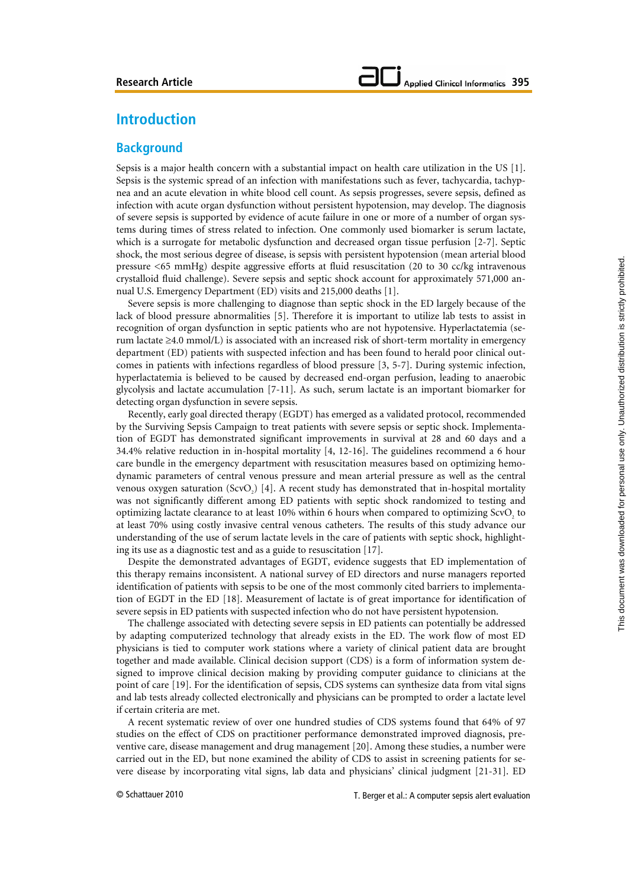# Introduction

## Background

Sepsis is a major health concern with a substantial impact on health care utilization in the US [1]. Sepsis is the systemic spread of an infection with manifestations such as fever, tachycardia, tachypnea and an acute elevation in white blood cell count. As sepsis progresses, severe sepsis, defined as infection with acute organ dysfunction without persistent hypotension, may develop. The diagnosis of severe sepsis is supported by evidence of acute failure in one or more of a number of organ systems during times of stress related to infection. One commonly used biomarker is serum lactate, which is a surrogate for metabolic dysfunction and decreased organ tissue perfusion [2-7]. Septic shock, the most serious degree of disease, is sepsis with persistent hypotension (mean arterial blood pressure <65 mmHg) despite aggressive efforts at fluid resuscitation (20 to 30 cc/kg intravenous crystalloid fluid challenge). Severe sepsis and septic shock account for approximately 571,000 annual U.S. Emergency Department (ED) visits and 215,000 deaths [1].

Severe sepsis is more challenging to diagnose than septic shock in the ED largely because of the lack of blood pressure abnormalities [5]. Therefore it is important to utilize lab tests to assist in recognition of organ dysfunction in septic patients who are not hypotensive. Hyperlactatemia (serum lactate ≥4.0 mmol/L) is associated with an increased risk of short-term mortality in emergency department (ED) patients with suspected infection and has been found to herald poor clinical outcomes in patients with infections regardless of blood pressure [3, 5-7]. During systemic infection, hyperlactatemia is believed to be caused by decreased end-organ perfusion, leading to anaerobic glycolysis and lactate accumulation [7-11]. As such, serum lactate is an important biomarker for detecting organ dysfunction in severe sepsis.

Recently, early goal directed therapy (EGDT) has emerged as a validated protocol, recommended by the Surviving Sepsis Campaign to treat patients with severe sepsis or septic shock. Implementation of EGDT has demonstrated significant improvements in survival at 28 and 60 days and a 34.4% relative reduction in in-hospital mortality [4, 12-16]. The guidelines recommend a 6 hour care bundle in the emergency department with resuscitation measures based on optimizing hemodynamic parameters of central venous pressure and mean arterial pressure as well as the central venous oxygen saturation ($ScvO_2$) [4]. A recent study has demonstrated that in-hospital mortality was not significantly different among ED patients with septic shock randomized to testing and optimizing lactate clearance to at least 10% within 6 hours when compared to optimizing $ScvO_2$ to at least 70% using costly invasive central venous catheters. The results of this study advance our understanding of the use of serum lactate levels in the care of patients with septic shock, highlighting its use as a diagnostic test and as a guide to resuscitation [17].

Despite the demonstrated advantages of EGDT, evidence suggests that ED implementation of this therapy remains inconsistent. A national survey of ED directors and nurse managers reported identification of patients with sepsis to be one of the most commonly cited barriers to implementation of EGDT in the ED [18]. Measurement of lactate is of great importance for identification of severe sepsis in ED patients with suspected infection who do not have persistent hypotension.

The challenge associated with detecting severe sepsis in ED patients can potentially be addressed by adapting computerized technology that already exists in the ED. The work flow of most ED physicians is tied to computer work stations where a variety of clinical patient data are brought together and made available. Clinical decision support (CDS) is a form of information system designed to improve clinical decision making by providing computer guidance to clinicians at the point of care [19]. For the identification of sepsis, CDS systems can synthesize data from vital signs and lab tests already collected electronically and physicians can be prompted to order a lactate level if certain criteria are met.

A recent systematic review of over one hundred studies of CDS systems found that 64% of 97 studies on the effect of CDS on practitioner performance demonstrated improved diagnosis, preventive care, disease management and drug management [20]. Among these studies, a number were carried out in the ED, but none examined the ability of CDS to assist in screening patients for severe disease by incorporating vital signs, lab data and physicians' clinical judgment [21-31]. ED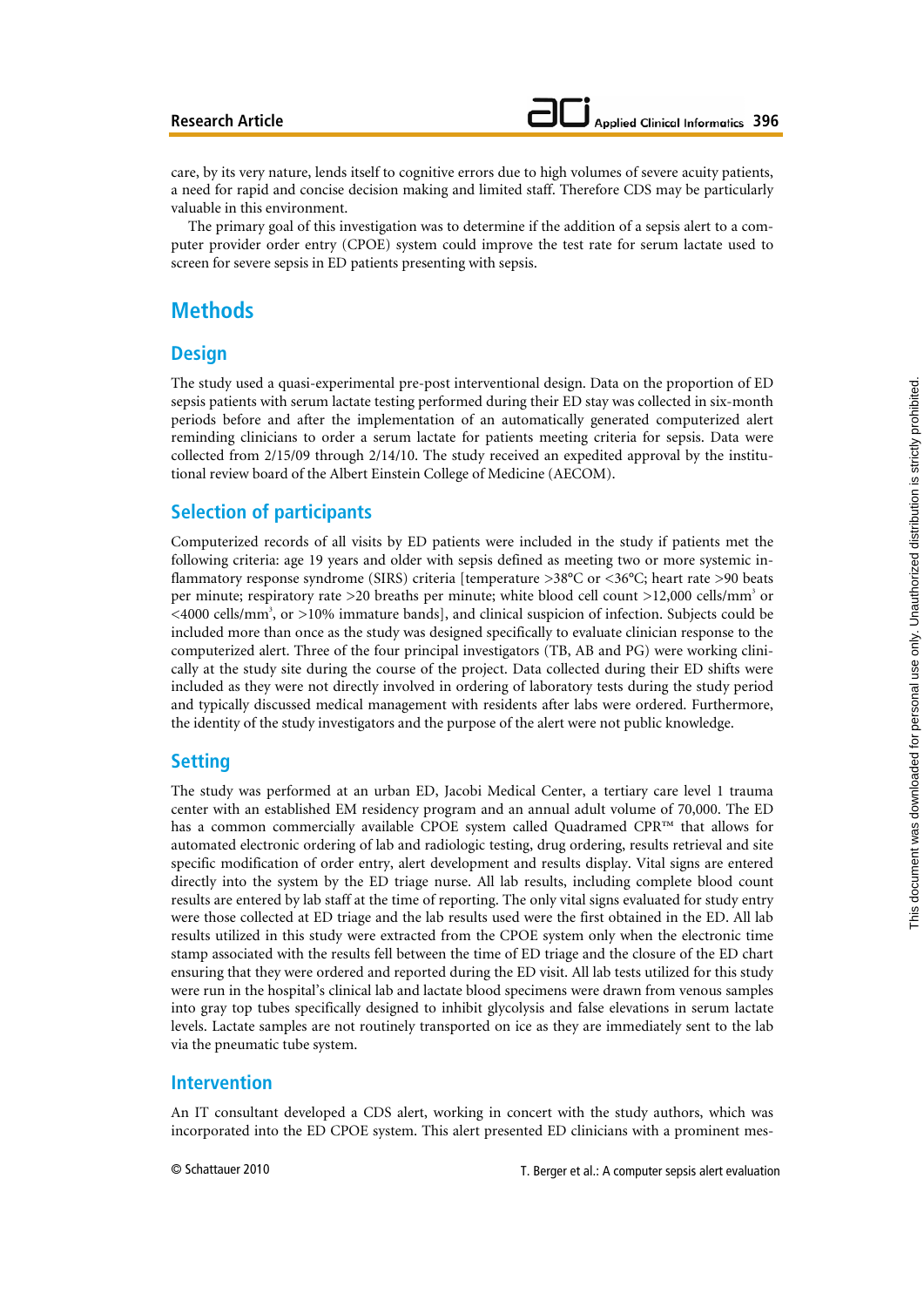care, by its very nature, lends itself to cognitive errors due to high volumes of severe acuity patients, a need for rapid and concise decision making and limited staff. Therefore CDS may be particularly valuable in this environment.

The primary goal of this investigation was to determine if the addition of a sepsis alert to a computer provider order entry (CPOE) system could improve the test rate for serum lactate used to screen for severe sepsis in ED patients presenting with sepsis.

# Methods

## Design

The study used a quasi-experimental pre-post interventional design. Data on the proportion of ED sepsis patients with serum lactate testing performed during their ED stay was collected in six-month periods before and after the implementation of an automatically generated computerized alert reminding clinicians to order a serum lactate for patients meeting criteria for sepsis. Data were collected from 2/15/09 through 2/14/10. The study received an expedited approval by the institutional review board of the Albert Einstein College of Medicine (AECOM).

## Selection of participants

Computerized records of all visits by ED patients were included in the study if patients met the following criteria: age 19 years and older with sepsis defined as meeting two or more systemic inflammatory response syndrome (SIRS) criteria [temperature >38°C or <36°C; heart rate >90 beats per minute; respiratory rate >20 breaths per minute; white blood cell count >12,000 cells/mm$^3$ or <4000 cells/mm$^3$, or >10% immature bands], and clinical suspicion of infection. Subjects could be included more than once as the study was designed specifically to evaluate clinician response to the computerized alert. Three of the four principal investigators (TB, AB and PG) were working clinically at the study site during the course of the project. Data collected during their ED shifts were included as they were not directly involved in ordering of laboratory tests during the study period and typically discussed medical management with residents after labs were ordered. Furthermore, the identity of the study investigators and the purpose of the alert were not public knowledge.

## Setting

The study was performed at an urban ED, Jacobi Medical Center, a tertiary care level 1 trauma center with an established EM residency program and an annual adult volume of 70,000. The ED has a common commercially available CPOE system called Quadramed CPR™ that allows for automated electronic ordering of lab and radiologic testing, drug ordering, results retrieval and site specific modification of order entry, alert development and results display. Vital signs are entered directly into the system by the ED triage nurse. All lab results, including complete blood count results are entered by lab staff at the time of reporting. The only vital signs evaluated for study entry were those collected at ED triage and the lab results used were the first obtained in the ED. All lab results utilized in this study were extracted from the CPOE system only when the electronic time stamp associated with the results fell between the time of ED triage and the closure of the ED chart ensuring that they were ordered and reported during the ED visit. All lab tests utilized for this study were run in the hospital's clinical lab and lactate blood specimens were drawn from venous samples into gray top tubes specifically designed to inhibit glycolysis and false elevations in serum lactate levels. Lactate samples are not routinely transported on ice as they are immediately sent to the lab via the pneumatic tube system.

## Intervention

An IT consultant developed a CDS alert, working in concert with the study authors, which was incorporated into the ED CPOE system. This alert presented ED clinicians with a prominent mes-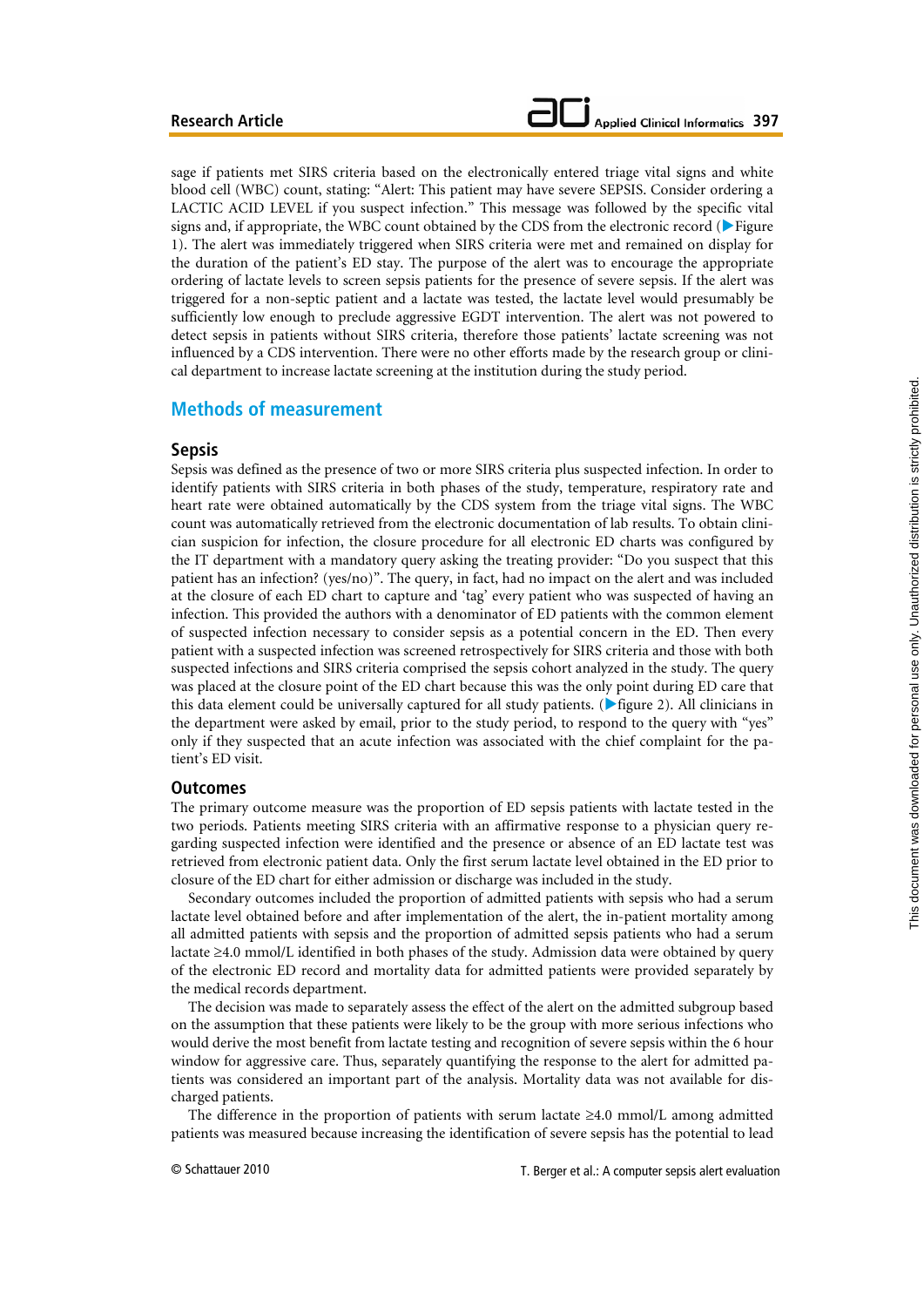sage if patients met SIRS criteria based on the electronically entered triage vital signs and white blood cell (WBC) count, stating: "Alert: This patient may have severe SEPSIS. Consider ordering a LACTIC ACID LEVEL if you suspect infection." This message was followed by the specific vital signs and, if appropriate, the WBC count obtained by the CDS from the electronic record (▶Figure 1). The alert was immediately triggered when SIRS criteria were met and remained on display for the duration of the patient's ED stay. The purpose of the alert was to encourage the appropriate ordering of lactate levels to screen sepsis patients for the presence of severe sepsis. If the alert was triggered for a non-septic patient and a lactate was tested, the lactate level would presumably be sufficiently low enough to preclude aggressive EGDT intervention. The alert was not powered to detect sepsis in patients without SIRS criteria, therefore those patients' lactate screening was not influenced by a CDS intervention. There were no other efforts made by the research group or clinical department to increase lactate screening at the institution during the study period.

## Methods of measurement

### Sepsis

Sepsis was defined as the presence of two or more SIRS criteria plus suspected infection. In order to identify patients with SIRS criteria in both phases of the study, temperature, respiratory rate and heart rate were obtained automatically by the CDS system from the triage vital signs. The WBC count was automatically retrieved from the electronic documentation of lab results. To obtain clinician suspicion for infection, the closure procedure for all electronic ED charts was configured by the IT department with a mandatory query asking the treating provider: "Do you suspect that this patient has an infection? (yes/no)". The query, in fact, had no impact on the alert and was included at the closure of each ED chart to capture and 'tag' every patient who was suspected of having an infection. This provided the authors with a denominator of ED patients with the common element of suspected infection necessary to consider sepsis as a potential concern in the ED. Then every patient with a suspected infection was screened retrospectively for SIRS criteria and those with both suspected infections and SIRS criteria comprised the sepsis cohort analyzed in the study. The query was placed at the closure point of the ED chart because this was the only point during ED care that this data element could be universally captured for all study patients. (▶figure 2). All clinicians in the department were asked by email, prior to the study period, to respond to the query with "yes" only if they suspected that an acute infection was associated with the chief complaint for the patient's ED visit.

### Outcomes

The primary outcome measure was the proportion of ED sepsis patients with lactate tested in the two periods. Patients meeting SIRS criteria with an affirmative response to a physician query regarding suspected infection were identified and the presence or absence of an ED lactate test was retrieved from electronic patient data. Only the first serum lactate level obtained in the ED prior to closure of the ED chart for either admission or discharge was included in the study.

Secondary outcomes included the proportion of admitted patients with sepsis who had a serum lactate level obtained before and after implementation of the alert, the in-patient mortality among all admitted patients with sepsis and the proportion of admitted sepsis patients who had a serum lactate ≥4.0 mmol/L identified in both phases of the study. Admission data were obtained by query of the electronic ED record and mortality data for admitted patients were provided separately by the medical records department.

The decision was made to separately assess the effect of the alert on the admitted subgroup based on the assumption that these patients were likely to be the group with more serious infections who would derive the most benefit from lactate testing and recognition of severe sepsis within the 6 hour window for aggressive care. Thus, separately quantifying the response to the alert for admitted patients was considered an important part of the analysis. Mortality data was not available for discharged patients.

The difference in the proportion of patients with serum lactate ≥4.0 mmol/L among admitted patients was measured because increasing the identification of severe sepsis has the potential to lead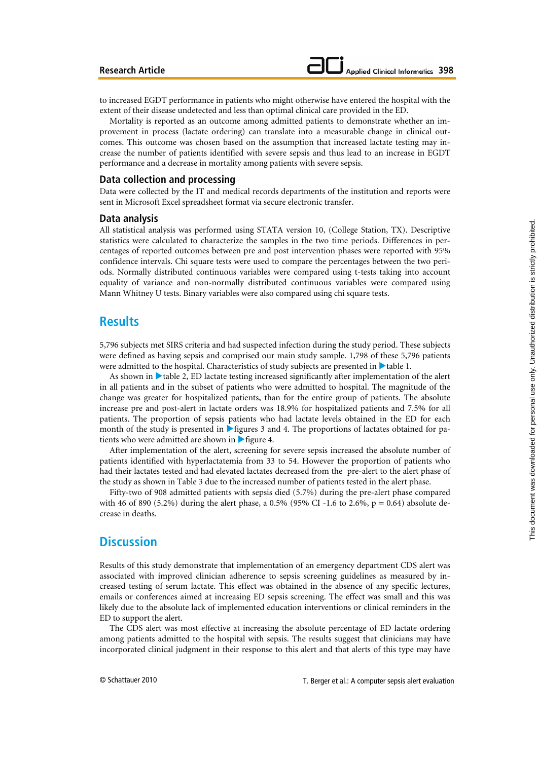to increased EGDT performance in patients who might otherwise have entered the hospital with the extent of their disease undetected and less than optimal clinical care provided in the ED.

Mortality is reported as an outcome among admitted patients to demonstrate whether an improvement in process (lactate ordering) can translate into a measurable change in clinical outcomes. This outcome was chosen based on the assumption that increased lactate testing may increase the number of patients identified with severe sepsis and thus lead to an increase in EGDT performance and a decrease in mortality among patients with severe sepsis.

### Data collection and processing

Data were collected by the IT and medical records departments of the institution and reports were sent in Microsoft Excel spreadsheet format via secure electronic transfer.

### Data analysis

All statistical analysis was performed using STATA version 10, (College Station, TX). Descriptive statistics were calculated to characterize the samples in the two time periods. Differences in percentages of reported outcomes between pre and post intervention phases were reported with 95% confidence intervals. Chi square tests were used to compare the percentages between the two periods. Normally distributed continuous variables were compared using t-tests taking into account equality of variance and non-normally distributed continuous variables were compared using Mann Whitney U tests. Binary variables were also compared using chi square tests.

## Results

5,796 subjects met SIRS criteria and had suspected infection during the study period. These subjects were defined as having sepsis and comprised our main study sample. 1,798 of these 5,796 patients were admitted to the hospital. Characteristics of study subjects are presented in ▶table 1.

As shown in ▶table 2, ED lactate testing increased significantly after implementation of the alert in all patients and in the subset of patients who were admitted to hospital. The magnitude of the change was greater for hospitalized patients, than for the entire group of patients. The absolute increase pre and post-alert in lactate orders was 18.9% for hospitalized patients and 7.5% for all patients. The proportion of sepsis patients who had lactate levels obtained in the ED for each month of the study is presented in ▶figures 3 and 4. The proportions of lactates obtained for patients who were admitted are shown in ▶figure 4.

After implementation of the alert, screening for severe sepsis increased the absolute number of patients identified with hyperlactatemia from 33 to 54. However the proportion of patients who had their lactates tested and had elevated lactates decreased from the pre-alert to the alert phase of the study as shown in Table 3 due to the increased number of patients tested in the alert phase.

Fifty-two of 908 admitted patients with sepsis died (5.7%) during the pre-alert phase compared with 46 of 890 (5.2%) during the alert phase, a 0.5% (95% CI -1.6 to 2.6%, $p = 0.64$) absolute decrease in deaths.

## Discussion

Results of this study demonstrate that implementation of an emergency department CDS alert was associated with improved clinician adherence to sepsis screening guidelines as measured by increased testing of serum lactate. This effect was obtained in the absence of any specific lectures, emails or conferences aimed at increasing ED sepsis screening. The effect was small and this was likely due to the absolute lack of implemented education interventions or clinical reminders in the ED to support the alert.

The CDS alert was most effective at increasing the absolute percentage of ED lactate ordering among patients admitted to the hospital with sepsis. The results suggest that clinicians may have incorporated clinical judgment in their response to this alert and that alerts of this type may have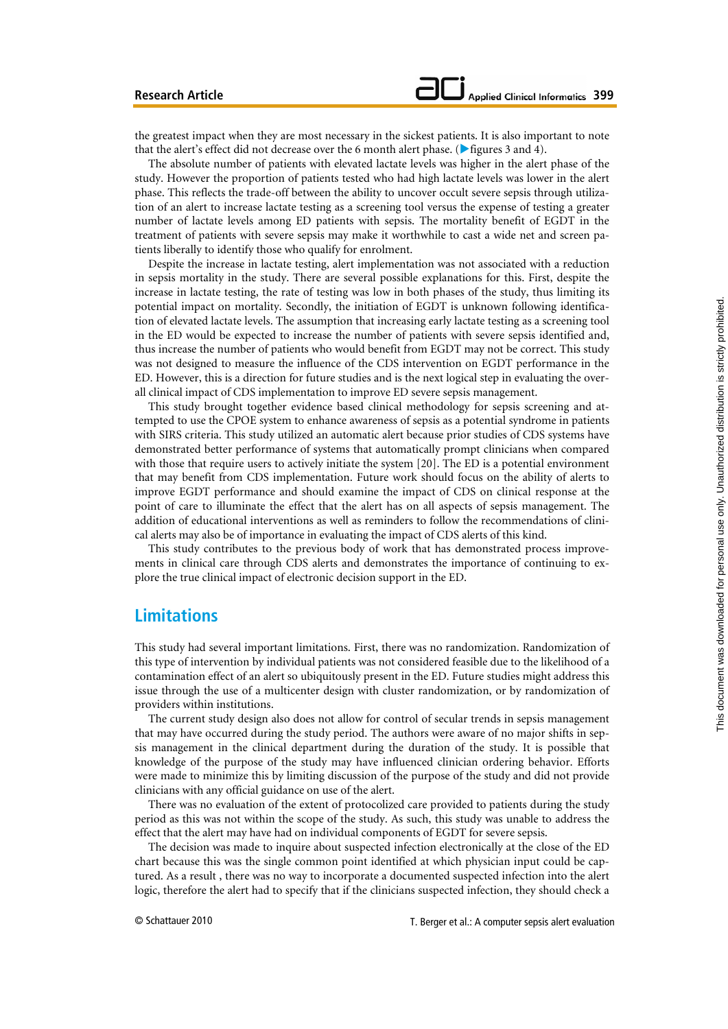the greatest impact when they are most necessary in the sickest patients. It is also important to note that the alert's effect did not decrease over the 6 month alert phase. (▶figures 3 and 4).

The absolute number of patients with elevated lactate levels was higher in the alert phase of the study. However the proportion of patients tested who had high lactate levels was lower in the alert phase. This reflects the trade-off between the ability to uncover occult severe sepsis through utilization of an alert to increase lactate testing as a screening tool versus the expense of testing a greater number of lactate levels among ED patients with sepsis. The mortality benefit of EGDT in the treatment of patients with severe sepsis may make it worthwhile to cast a wide net and screen patients liberally to identify those who qualify for enrolment.

Despite the increase in lactate testing, alert implementation was not associated with a reduction in sepsis mortality in the study. There are several possible explanations for this. First, despite the increase in lactate testing, the rate of testing was low in both phases of the study, thus limiting its potential impact on mortality. Secondly, the initiation of EGDT is unknown following identification of elevated lactate levels. The assumption that increasing early lactate testing as a screening tool in the ED would be expected to increase the number of patients with severe sepsis identified and, thus increase the number of patients who would benefit from EGDT may not be correct. This study was not designed to measure the influence of the CDS intervention on EGDT performance in the ED. However, this is a direction for future studies and is the next logical step in evaluating the overall clinical impact of CDS implementation to improve ED severe sepsis management.

This study brought together evidence based clinical methodology for sepsis screening and attempted to use the CPOE system to enhance awareness of sepsis as a potential syndrome in patients with SIRS criteria. This study utilized an automatic alert because prior studies of CDS systems have demonstrated better performance of systems that automatically prompt clinicians when compared with those that require users to actively initiate the system [20]. The ED is a potential environment that may benefit from CDS implementation. Future work should focus on the ability of alerts to improve EGDT performance and should examine the impact of CDS on clinical response at the point of care to illuminate the effect that the alert has on all aspects of sepsis management. The addition of educational interventions as well as reminders to follow the recommendations of clinical alerts may also be of importance in evaluating the impact of CDS alerts of this kind.

This study contributes to the previous body of work that has demonstrated process improvements in clinical care through CDS alerts and demonstrates the importance of continuing to explore the true clinical impact of electronic decision support in the ED.

## Limitations

This study had several important limitations. First, there was no randomization. Randomization of this type of intervention by individual patients was not considered feasible due to the likelihood of a contamination effect of an alert so ubiquitously present in the ED. Future studies might address this issue through the use of a multicenter design with cluster randomization, or by randomization of providers within institutions.

The current study design also does not allow for control of secular trends in sepsis management that may have occurred during the study period. The authors were aware of no major shifts in sepsis management in the clinical department during the duration of the study. It is possible that knowledge of the purpose of the study may have influenced clinician ordering behavior. Efforts were made to minimize this by limiting discussion of the purpose of the study and did not provide clinicians with any official guidance on use of the alert.

There was no evaluation of the extent of protocolized care provided to patients during the study period as this was not within the scope of the study. As such, this study was unable to address the effect that the alert may have had on individual components of EGDT for severe sepsis.

The decision was made to inquire about suspected infection electronically at the close of the ED chart because this was the single common point identified at which physician input could be captured. As a result , there was no way to incorporate a documented suspected infection into the alert logic, therefore the alert had to specify that if the clinicians suspected infection, they should check a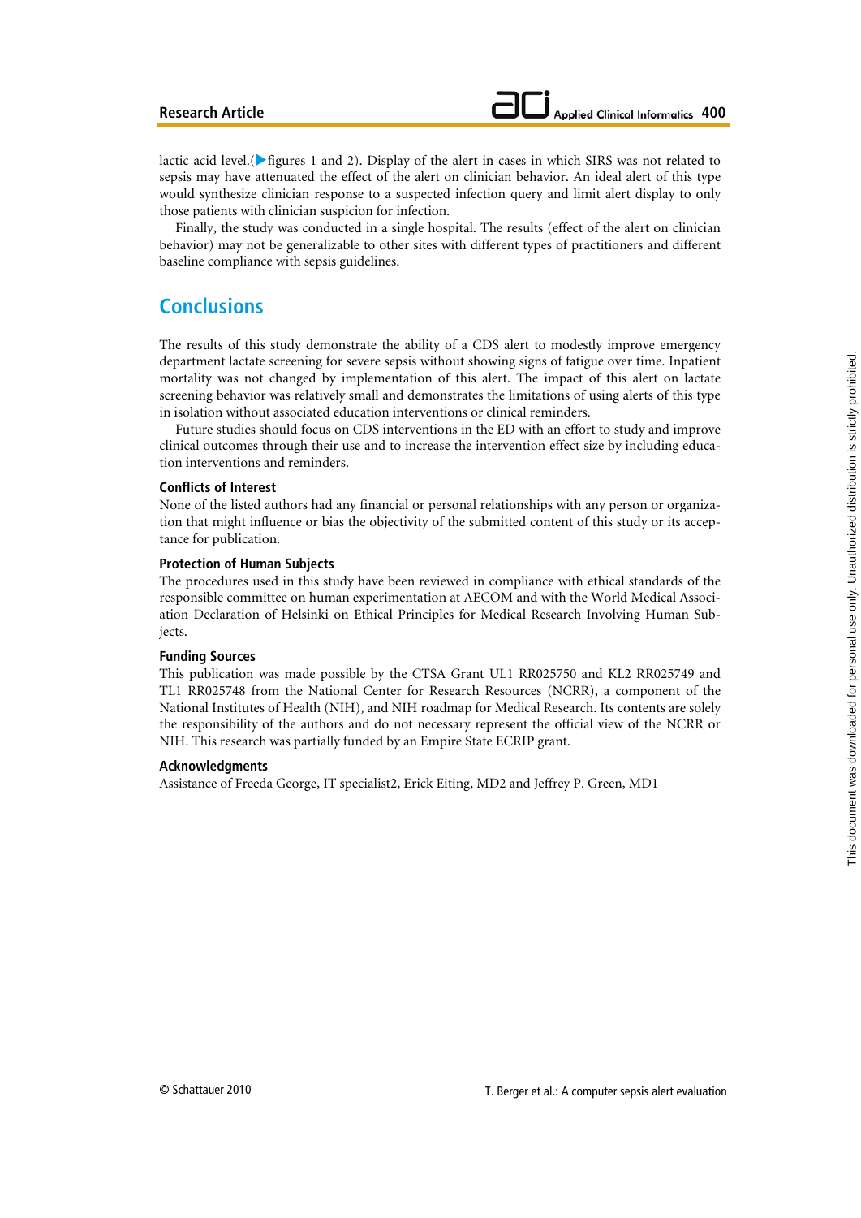lactic acid level.(▶figures 1 and 2). Display of the alert in cases in which SIRS was not related to sepsis may have attenuated the effect of the alert on clinician behavior. An ideal alert of this type would synthesize clinician response to a suspected infection query and limit alert display to only those patients with clinician suspicion for infection.

Finally, the study was conducted in a single hospital. The results (effect of the alert on clinician behavior) may not be generalizable to other sites with different types of practitioners and different baseline compliance with sepsis guidelines.

## Conclusions

The results of this study demonstrate the ability of a CDS alert to modestly improve emergency department lactate screening for severe sepsis without showing signs of fatigue over time. Inpatient mortality was not changed by implementation of this alert. The impact of this alert on lactate screening behavior was relatively small and demonstrates the limitations of using alerts of this type in isolation without associated education interventions or clinical reminders.

Future studies should focus on CDS interventions in the ED with an effort to study and improve clinical outcomes through their use and to increase the intervention effect size by including education interventions and reminders.

### Conflicts of Interest

None of the listed authors had any financial or personal relationships with any person or organization that might influence or bias the objectivity of the submitted content of this study or its acceptance for publication.

### Protection of Human Subjects

The procedures used in this study have been reviewed in compliance with ethical standards of the responsible committee on human experimentation at AECOM and with the World Medical Association Declaration of Helsinki on Ethical Principles for Medical Research Involving Human Subjects.

### Funding Sources

This publication was made possible by the CTSA Grant UL1 RR025750 and KL2 RR025749 and TL1 RR025748 from the National Center for Research Resources (NCRR), a component of the National Institutes of Health (NIH), and NIH roadmap for Medical Research. Its contents are solely the responsibility of the authors and do not necessary represent the official view of the NCRR or NIH. This research was partially funded by an Empire State ECRIP grant.

### Acknowledgments

Assistance of Freeda George, IT specialist2, Erick Eiting, MD2 and Jeffrey P. Green, MD1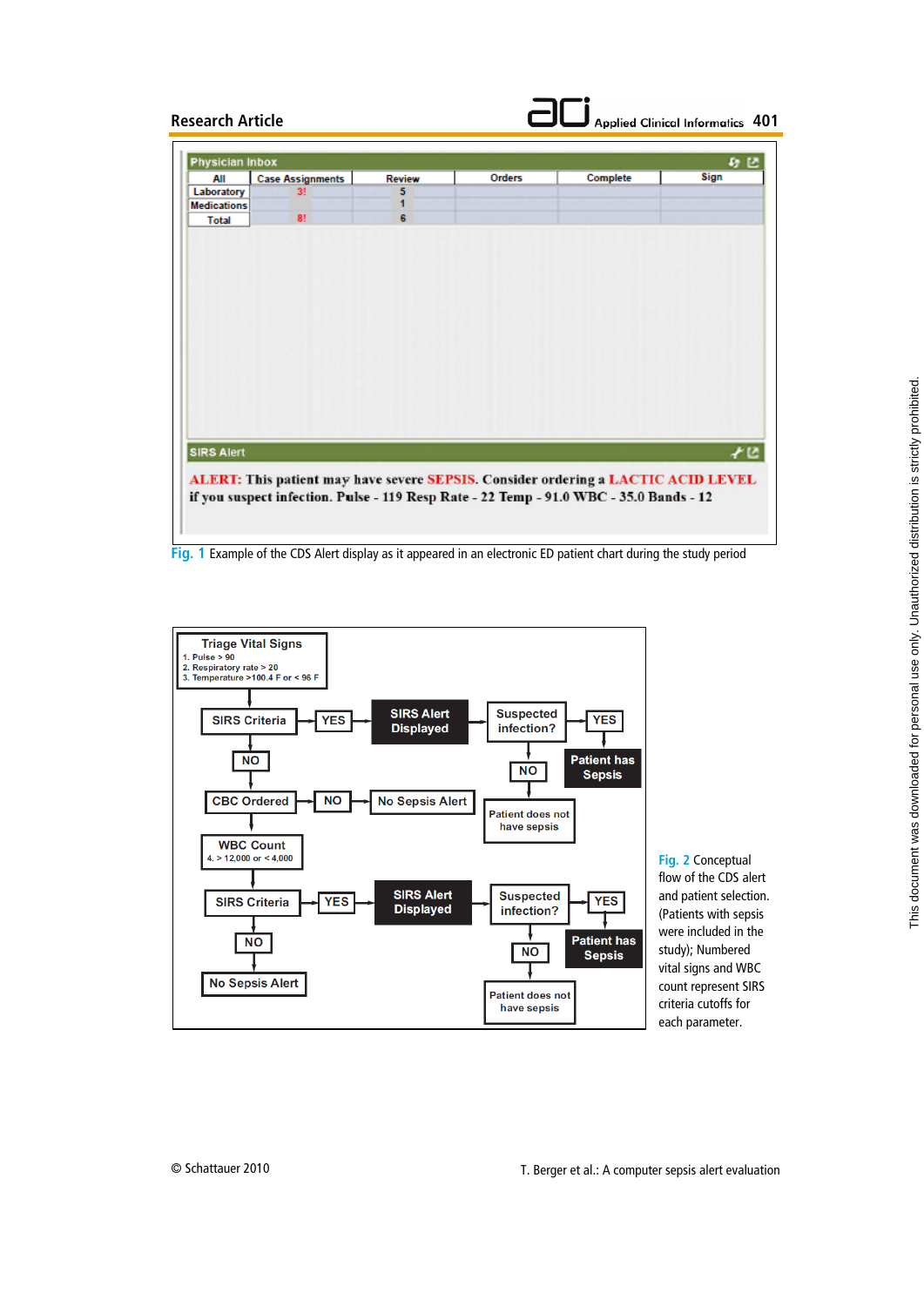Fig. 1 Example of the CDS Alert display as it appeared in an electronic ED patient chart during the study period

Fig. 2 Conceptual flow of the CDS alert and patient selection. (Patients with sepsis were included in the study); Numbered vital signs and WBC count represent SIRS criteria cutoffs for each parameter.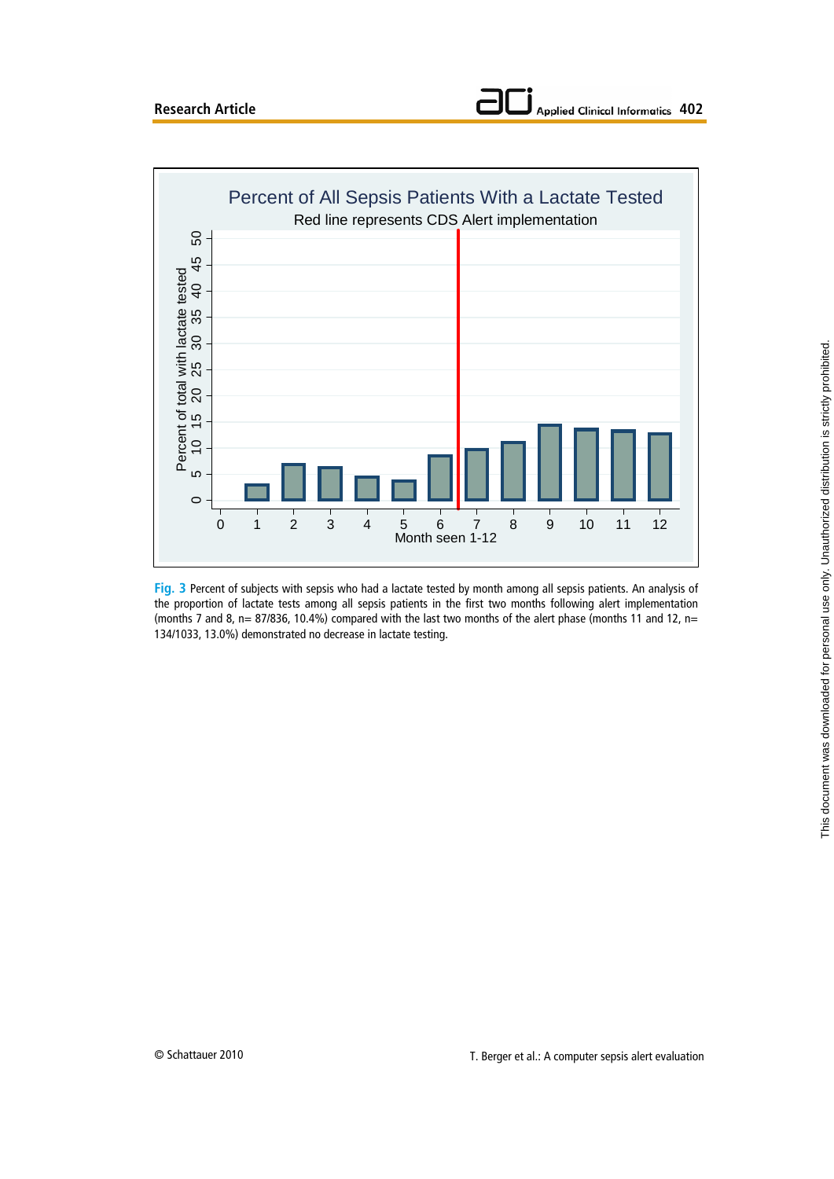**Fig. 3** Percent of subjects with sepsis who had a lactate tested by month among all sepsis patients. An analysis of the proportion of lactate tests among all sepsis patients in the first two months following alert implementation (months 7 and 8, n= 87/836, 10.4%) compared with the last two months of the alert phase (months 11 and 12, n= 134/1033, 13.0%) demonstrated no decrease in lactate testing.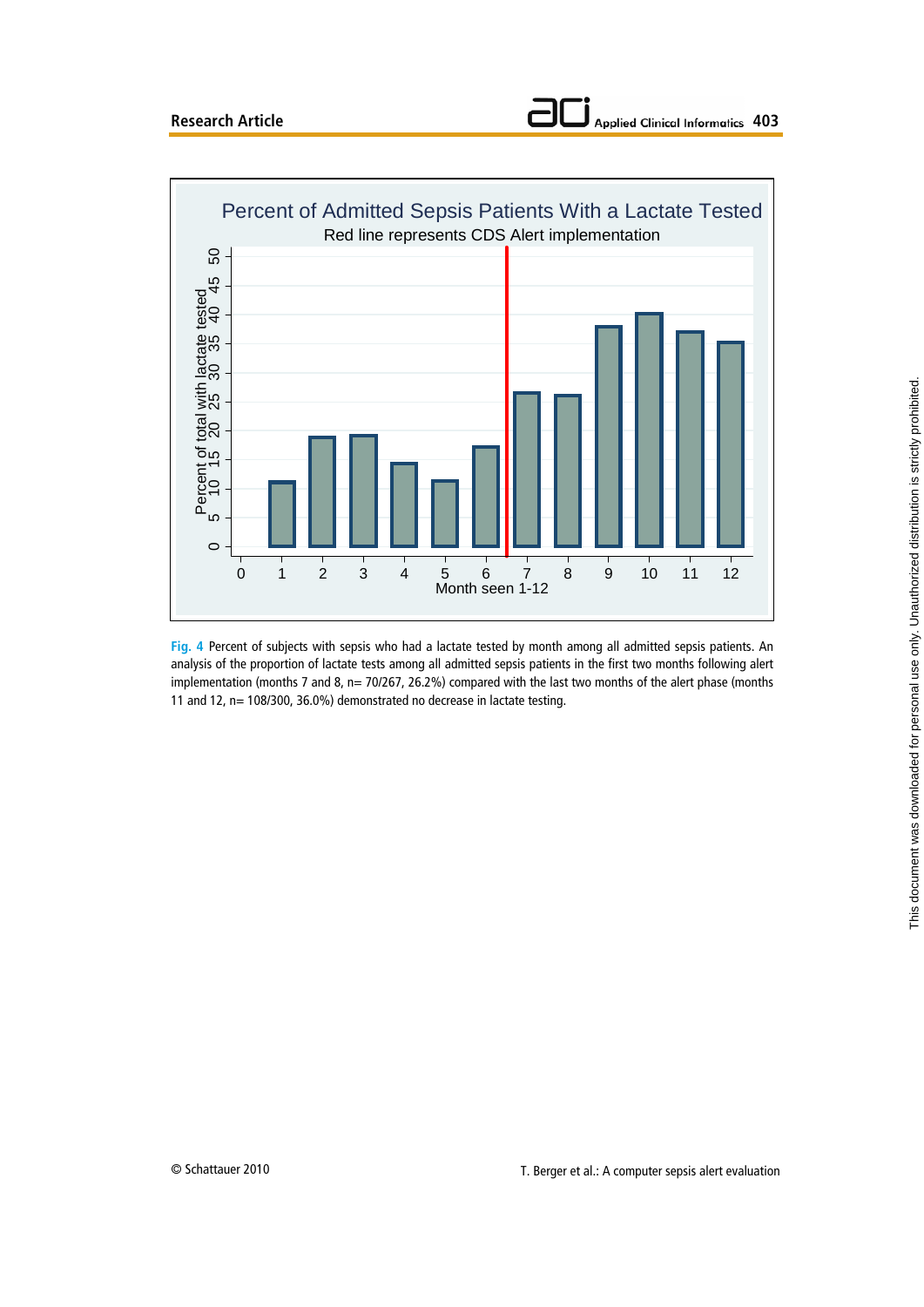**Fig. 4** Percent of subjects with sepsis who had a lactate tested by month among all admitted sepsis patients. An analysis of the proportion of lactate tests among all admitted sepsis patients in the first two months following alert implementation (months 7 and 8, n= 70/267, 26.2%) compared with the last two months of the alert phase (months 11 and 12, n= 108/300, 36.0%) demonstrated no decrease in lactate testing.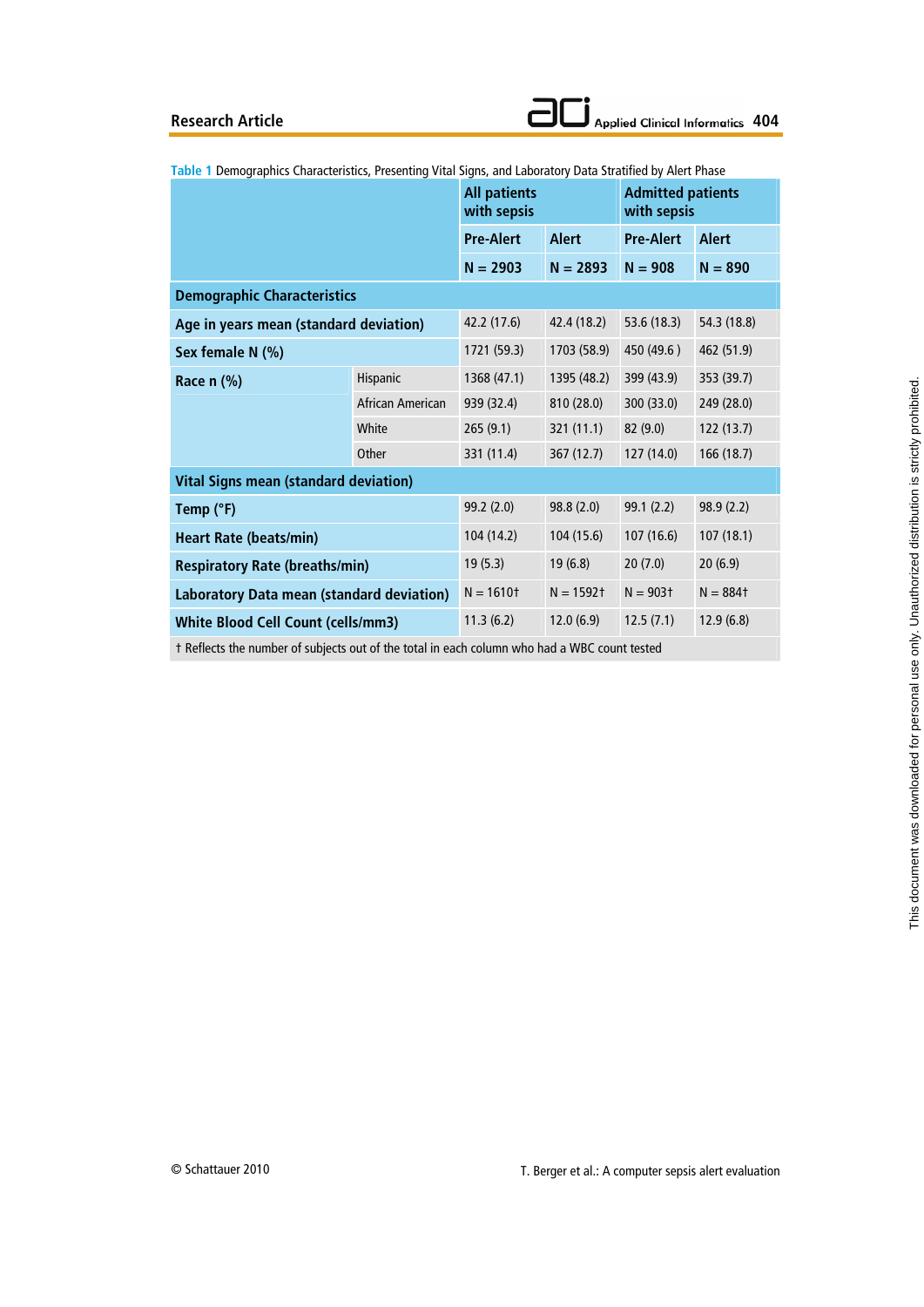Table 1 Demographics Characteristics, Presenting Vital Signs, and Laboratory Data Stratified by Alert Phase

| | | All patients with sepsis | | Admitted patients with sepsis | |
|---|---|---|---|---|---|
| | | Pre-Alert | Alert | Pre-Alert | Alert |
| | | N = 2903 | N = 2893 | N = 908 | N = 890 |
| **Demographic Characteristics** | | | | | |
| **Age in years mean (standard deviation)** | | 42.2 (17.6) | 42.4 (18.2) | 53.6 (18.3) | 54.3 (18.8) |
| **Sex female N (%)** | | 1721 (59.3) | 1703 (58.9) | 450 (49.6 ) | 462 (51.9) |
| **Race n (%)** | Hispanic | 1368 (47.1) | 1395 (48.2) | 399 (43.9) | 353 (39.7) |
| | African American | 939 (32.4) | 810 (28.0) | 300 (33.0) | 249 (28.0) |
| | White | 265 (9.1) | 321 (11.1) | 82 (9.0) | 122 (13.7) |
| | Other | 331 (11.4) | 367 (12.7) | 127 (14.0) | 166 (18.7) |
| **Vital Signs mean (standard deviation)** | | | | | |
| **Temp (°F)** | | 99.2 (2.0) | 98.8 (2.0) | 99.1 (2.2) | 98.9 (2.2) |
| **Heart Rate (beats/min)** | | 104 (14.2) | 104 (15.6) | 107 (16.6) | 107 (18.1) |
| **Respiratory Rate (breaths/min)** | | 19 (5.3) | 19 (6.8) | 20 (7.0) | 20 (6.9) |
| **Laboratory Data mean (standard deviation)** | | N = 1610† | N = 1592† | N = 903† | N = 884† |
| **White Blood Cell Count (cells/mm3)** | | 11.3 (6.2) | 12.0 (6.9) | 12.5 (7.1) | 12.9 (6.8) |

† Reflects the number of subjects out of the total in each column who had a WBC count tested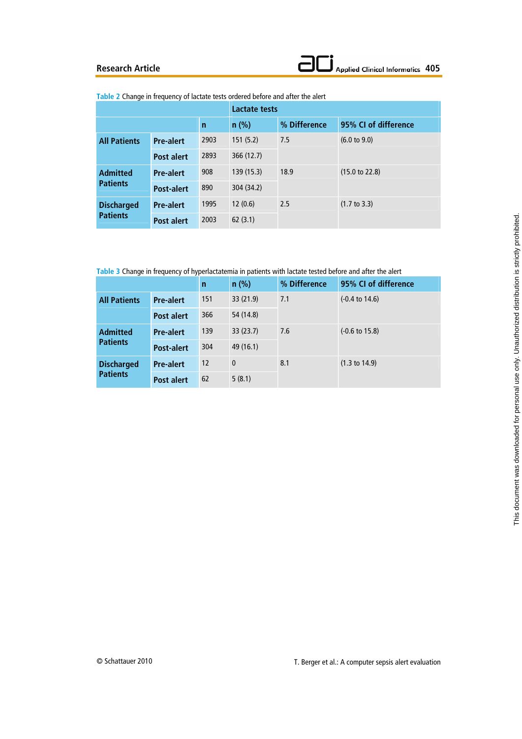Table 2 Change in frequency of lactate tests ordered before and after the alert

| | | Lactate tests | | | |
|---|---|---|---|---|---|
| | | n | n (%) | % Difference | 95% CI of difference |
| **All Patients** | **Pre-alert** | 2903 | 151 (5.2) | 7.5 | (6.0 to 9.0) |
| | **Post alert** | 2893 | 366 (12.7) | | |
| **Admitted Patients** | **Pre-alert** | 908 | 139 (15.3) | 18.9 | (15.0 to 22.8) |
| | **Post-alert** | 890 | 304 (34.2) | | |
| **Discharged Patients** | **Pre-alert** | 1995 | 12 (0.6) | 2.5 | (1.7 to 3.3) |
| | **Post alert** | 2003 | 62 (3.1) | | |

Table 3 Change in frequency of hyperlactatemia in patients with lactate tested before and after the alert

| | | n | n (%) | % Difference | 95% CI of difference |
|---|---|---|---|---|---|
| **All Patients** | **Pre-alert** | 151 | 33 (21.9) | 7.1 | (-0.4 to 14.6) |
| | **Post alert** | 366 | 54 (14.8) | | |
| **Admitted Patients** | **Pre-alert** | 139 | 33 (23.7) | 7.6 | (-0.6 to 15.8) |
| | **Post-alert** | 304 | 49 (16.1) | | |
| **Discharged Patients** | **Pre-alert** | 12 | 0 | 8.1 | (1.3 to 14.9) |
| | **Post alert** | 62 | 5 (8.1) | | |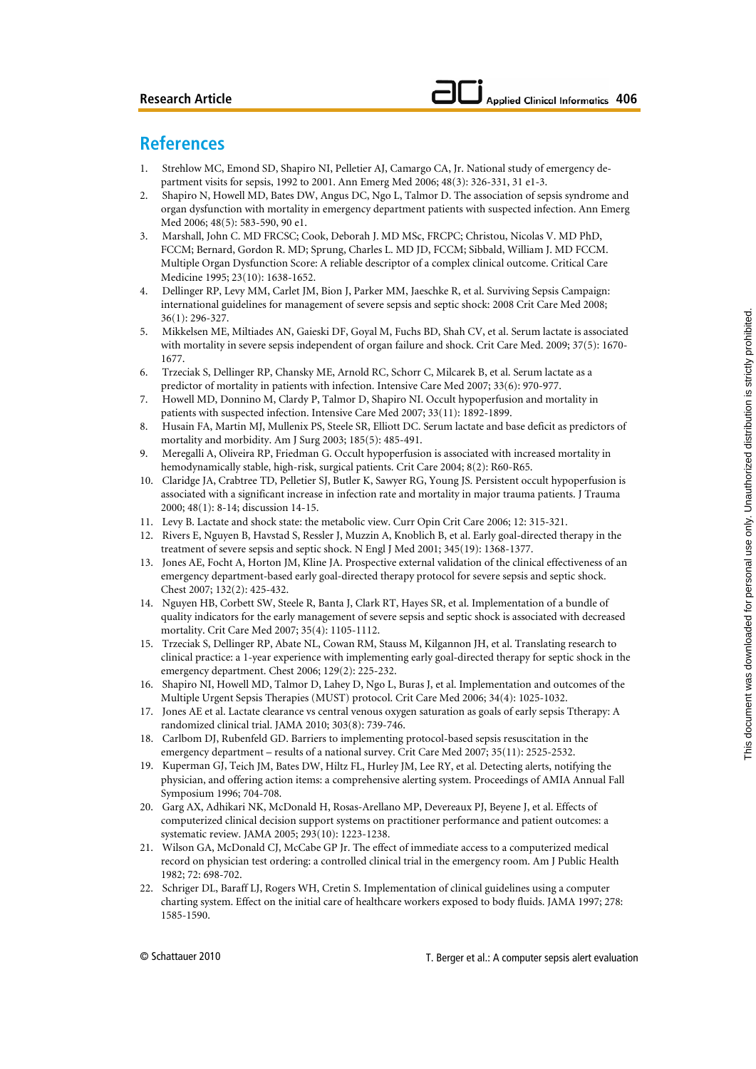## References

1. Strehlow MC, Emond SD, Shapiro NI, Pelletier AJ, Camargo CA, Jr. National study of emergency department visits for sepsis, 1992 to 2001. Ann Emerg Med 2006; 48(3): 326-331, 31 e1-3.
2. Shapiro N, Howell MD, Bates DW, Angus DC, Ngo L, Talmor D. The association of sepsis syndrome and organ dysfunction with mortality in emergency department patients with suspected infection. Ann Emerg Med 2006; 48(5): 583-590, 90 e1.
3. Marshall, John C. MD FRCSC; Cook, Deborah J. MD MSc, FRCPC; Christou, Nicolas V. MD PhD, FCCM; Bernard, Gordon R. MD; Sprung, Charles L. MD JD, FCCM; Sibbald, William J. MD FCCM. Multiple Organ Dysfunction Score: A reliable descriptor of a complex clinical outcome. Critical Care Medicine 1995; 23(10): 1638-1652.
4. Dellinger RP, Levy MM, Carlet JM, Bion J, Parker MM, Jaeschke R, et al. Surviving Sepsis Campaign: international guidelines for management of severe sepsis and septic shock: 2008 Crit Care Med 2008; 36(1): 296-327.
5. Mikkelsen ME, Miltiades AN, Gaieski DF, Goyal M, Fuchs BD, Shah CV, et al. Serum lactate is associated with mortality in severe sepsis independent of organ failure and shock. Crit Care Med. 2009; 37(5): 1670-1677.
6. Trzeciak S, Dellinger RP, Chansky ME, Arnold RC, Schorr C, Milcarek B, et al. Serum lactate as a predictor of mortality in patients with infection. Intensive Care Med 2007; 33(6): 970-977.
7. Howell MD, Donnino M, Clardy P, Talmor D, Shapiro NI. Occult hypoperfusion and mortality in patients with suspected infection. Intensive Care Med 2007; 33(11): 1892-1899.
8. Husain FA, Martin MJ, Mullenix PS, Steele SR, Elliott DC. Serum lactate and base deficit as predictors of mortality and morbidity. Am J Surg 2003; 185(5): 485-491.
9. Meregalli A, Oliveira RP, Friedman G. Occult hypoperfusion is associated with increased mortality in hemodynamically stable, high-risk, surgical patients. Crit Care 2004; 8(2): R60-R65.
10. Claridge JA, Crabtree TD, Pelletier SJ, Butler K, Sawyer RG, Young JS. Persistent occult hypoperfusion is associated with a significant increase in infection rate and mortality in major trauma patients. J Trauma 2000; 48(1): 8-14; discussion 14-15.
11. Levy B. Lactate and shock state: the metabolic view. Curr Opin Crit Care 2006; 12: 315-321.
12. Rivers E, Nguyen B, Havstad S, Ressler J, Muzzin A, Knoblich B, et al. Early goal-directed therapy in the treatment of severe sepsis and septic shock. N Engl J Med 2001; 345(19): 1368-1377.
13. Jones AE, Focht A, Horton JM, Kline JA. Prospective external validation of the clinical effectiveness of an emergency department-based early goal-directed therapy protocol for severe sepsis and septic shock. Chest 2007; 132(2): 425-432.
14. Nguyen HB, Corbett SW, Steele R, Banta J, Clark RT, Hayes SR, et al. Implementation of a bundle of quality indicators for the early management of severe sepsis and septic shock is associated with decreased mortality. Crit Care Med 2007; 35(4): 1105-1112.
15. Trzeciak S, Dellinger RP, Abate NL, Cowan RM, Stauss M, Kilgannon JH, et al. Translating research to clinical practice: a 1-year experience with implementing early goal-directed therapy for septic shock in the emergency department. Chest 2006; 129(2): 225-232.
16. Shapiro NI, Howell MD, Talmor D, Lahey D, Ngo L, Buras J, et al. Implementation and outcomes of the Multiple Urgent Sepsis Therapies (MUST) protocol. Crit Care Med 2006; 34(4): 1025-1032.
17. Jones AE et al. Lactate clearance vs central venous oxygen saturation as goals of early sepsis Ttherapy: A randomized clinical trial. JAMA 2010; 303(8): 739-746.
18. Carlbom DJ, Rubenfeld GD. Barriers to implementing protocol-based sepsis resuscitation in the emergency department – results of a national survey. Crit Care Med 2007; 35(11): 2525-2532.
19. Kuperman GJ, Teich JM, Bates DW, Hiltz FL, Hurley JM, Lee RY, et al. Detecting alerts, notifying the physician, and offering action items: a comprehensive alerting system. Proceedings of AMIA Annual Fall Symposium 1996; 704-708.
20. Garg AX, Adhikari NK, McDonald H, Rosas-Arellano MP, Devereaux PJ, Beyene J, et al. Effects of computerized clinical decision support systems on practitioner performance and patient outcomes: a systematic review. JAMA 2005; 293(10): 1223-1238.
21. Wilson GA, McDonald CJ, McCabe GP Jr. The effect of immediate access to a computerized medical record on physician test ordering: a controlled clinical trial in the emergency room. Am J Public Health 1982; 72: 698-702.
22. Schriger DL, Baraff LJ, Rogers WH, Cretin S. Implementation of clinical guidelines using a computer charting system. Effect on the initial care of healthcare workers exposed to body fluids. JAMA 1997; 278: 1585-1590.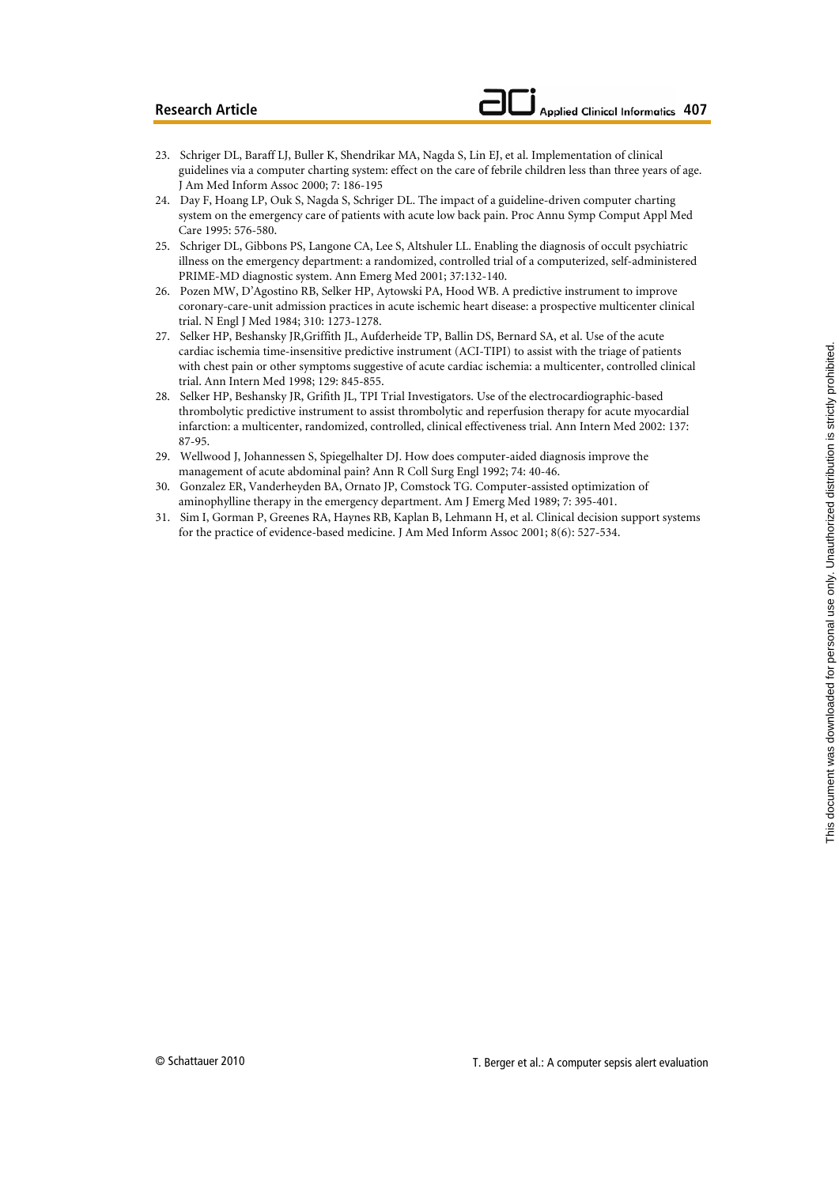23. Schriger DL, Baraff LJ, Buller K, Shendrikar MA, Nagda S, Lin EJ, et al. Implementation of clinical guidelines via a computer charting system: effect on the care of febrile children less than three years of age. J Am Med Inform Assoc 2000; 7: 186-195
24. Day F, Hoang LP, Ouk S, Nagda S, Schriger DL. The impact of a guideline-driven computer charting system on the emergency care of patients with acute low back pain. Proc Annu Symp Comput Appl Med Care 1995: 576-580.
25. Schriger DL, Gibbons PS, Langone CA, Lee S, Altshuler LL. Enabling the diagnosis of occult psychiatric illness on the emergency department: a randomized, controlled trial of a computerized, self-administered PRIME-MD diagnostic system. Ann Emerg Med 2001; 37:132-140.
26. Pozen MW, D'Agostino RB, Selker HP, Aytowski PA, Hood WB. A predictive instrument to improve coronary-care-unit admission practices in acute ischemic heart disease: a prospective multicenter clinical trial. N Engl J Med 1984; 310: 1273-1278.
27. Selker HP, Beshansky JR,Griffith JL, Aufderheide TP, Ballin DS, Bernard SA, et al. Use of the acute cardiac ischemia time-insensitive predictive instrument (ACI-TIPI) to assist with the triage of patients with chest pain or other symptoms suggestive of acute cardiac ischemia: a multicenter, controlled clinical trial. Ann Intern Med 1998; 129: 845-855.
28. Selker HP, Beshansky JR, Grifith JL, TPI Trial Investigators. Use of the electrocardiographic-based thrombolytic predictive instrument to assist thrombolytic and reperfusion therapy for acute myocardial infarction: a multicenter, randomized, controlled, clinical effectiveness trial. Ann Intern Med 2002: 137: 87-95.
29. Wellwood J, Johannessen S, Spiegelhalter DJ. How does computer-aided diagnosis improve the management of acute abdominal pain? Ann R Coll Surg Engl 1992; 74: 40-46.
30. Gonzalez ER, Vanderheyden BA, Ornato JP, Comstock TG. Computer-assisted optimization of aminophylline therapy in the emergency department. Am J Emerg Med 1989; 7: 395-401.
31. Sim I, Gorman P, Greenes RA, Haynes RB, Kaplan B, Lehmann H, et al. Clinical decision support systems for the practice of evidence-based medicine. J Am Med Inform Assoc 2001; 8(6): 527-534.